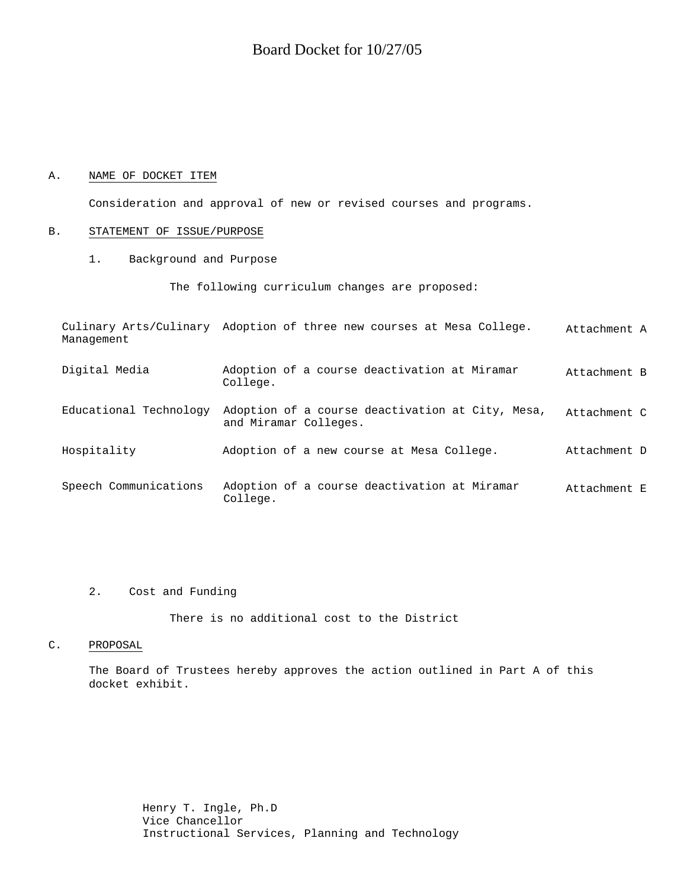# Board Docket for 10/27/05

A. NAME OF DOCKET ITEM

Consideration and approval of new or revised courses and programs.

B. STATEMENT OF ISSUE/PURPOSE

1. Background and Purpose

The following curriculum changes are proposed:

| | | |
|---|---|---|
| Culinary Arts/Culinary Management | Adoption of three new courses at Mesa College. | Attachment A |
| Digital Media | Adoption of a course deactivation at Miramar College. | Attachment B |
| Educational Technology | Adoption of a course deactivation at City, Mesa, and Miramar Colleges. | Attachment C |
| Hospitality | Adoption of a new course at Mesa College. | Attachment D |
| Speech Communications | Adoption of a course deactivation at Miramar College. | Attachment E |

2. Cost and Funding

There is no additional cost to the District

C. PROPOSAL

The Board of Trustees hereby approves the action outlined in Part A of this docket exhibit.

Henry T. Ingle, Ph.D
Vice Chancellor
Instructional Services, Planning and Technology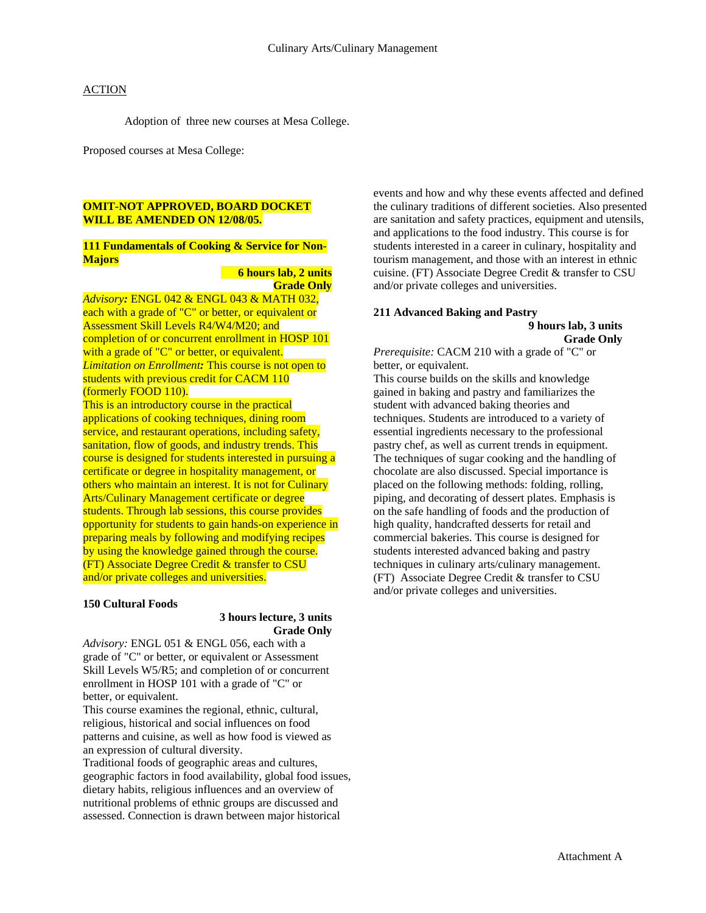Culinary Arts/Culinary Management

ACTION

Adoption of three new courses at Mesa College.

Proposed courses at Mesa College:

**OMIT-NOT APPROVED, BOARD DOCKET WILL BE AMENDED ON 12/08/05.**

**111 Fundamentals of Cooking & Service for Non-Majors**

**6 hours lab, 2 units**
**Grade Only**

*Advisory:* ENGL 042 & ENGL 043 & MATH 032, each with a grade of "C" or better, or equivalent or Assessment Skill Levels R4/W4/M20; and completion of or concurrent enrollment in HOSP 101 with a grade of "C" or better, or equivalent.
*Limitation on Enrollment:* This course is not open to students with previous credit for CACM 110 (formerly FOOD 110).
This is an introductory course in the practical applications of cooking techniques, dining room service, and restaurant operations, including safety, sanitation, flow of goods, and industry trends. This course is designed for students interested in pursuing a certificate or degree in hospitality management, or others who maintain an interest. It is not for Culinary Arts/Culinary Management certificate or degree students. Through lab sessions, this course provides opportunity for students to gain hands-on experience in preparing meals by following and modifying recipes by using the knowledge gained through the course. (FT) Associate Degree Credit & transfer to CSU and/or private colleges and universities.

**150 Cultural Foods**

**3 hours lecture, 3 units**
**Grade Only**

*Advisory:* ENGL 051 & ENGL 056, each with a grade of "C" or better, or equivalent or Assessment Skill Levels W5/R5; and completion of or concurrent enrollment in HOSP 101 with a grade of "C" or better, or equivalent.
This course examines the regional, ethnic, cultural, religious, historical and social influences on food patterns and cuisine, as well as how food is viewed as an expression of cultural diversity.
Traditional foods of geographic areas and cultures, geographic factors in food availability, global food issues, dietary habits, religious influences and an overview of nutritional problems of ethnic groups are discussed and assessed. Connection is drawn between major historical events and how and why these events affected and defined the culinary traditions of different societies. Also presented are sanitation and safety practices, equipment and utensils, and applications to the food industry. This course is for students interested in a career in culinary, hospitality and tourism management, and those with an interest in ethnic cuisine. (FT) Associate Degree Credit & transfer to CSU and/or private colleges and universities.

**211 Advanced Baking and Pastry**

**9 hours lab, 3 units**
**Grade Only**

*Prerequisite:* CACM 210 with a grade of "C" or better, or equivalent.
This course builds on the skills and knowledge gained in baking and pastry and familiarizes the student with advanced baking theories and techniques. Students are introduced to a variety of essential ingredients necessary to the professional pastry chef, as well as current trends in equipment. The techniques of sugar cooking and the handling of chocolate are also discussed. Special importance is placed on the following methods: folding, rolling, piping, and decorating of dessert plates. Emphasis is on the safe handling of foods and the production of high quality, handcrafted desserts for retail and commercial bakeries. This course is designed for students interested advanced baking and pastry techniques in culinary arts/culinary management. (FT) Associate Degree Credit & transfer to CSU and/or private colleges and universities.

Attachment A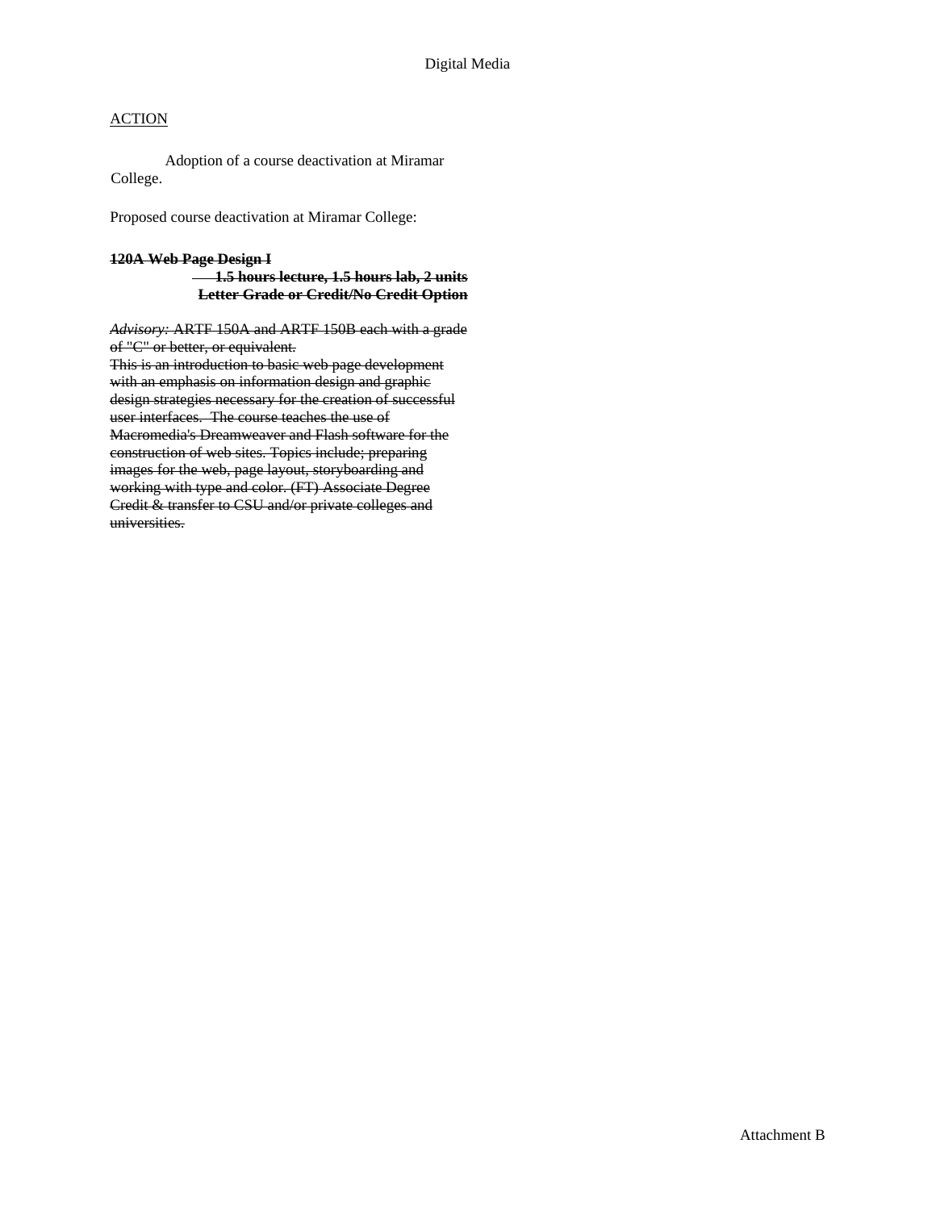Digital Media

<u>ACTION</u>

Adoption of a course deactivation at Miramar College.

Proposed course deactivation at Miramar College:

~~**120A Web Page Design I**~~
~~**1.5 hours lecture, 1.5 hours lab, 2 units**~~
~~**Letter Grade or Credit/No Credit Option**~~

~~*Advisory:* ARTF 150A and ARTF 150B each with a grade of "C" or better, or equivalent.~~
~~This is an introduction to basic web page development with an emphasis on information design and graphic design strategies necessary for the creation of successful user interfaces. The course teaches the use of Macromedia's Dreamweaver and Flash software for the construction of web sites. Topics include; preparing images for the web, page layout, storyboarding and working with type and color. (FT) Associate Degree Credit & transfer to CSU and/or private colleges and universities.~~

Attachment B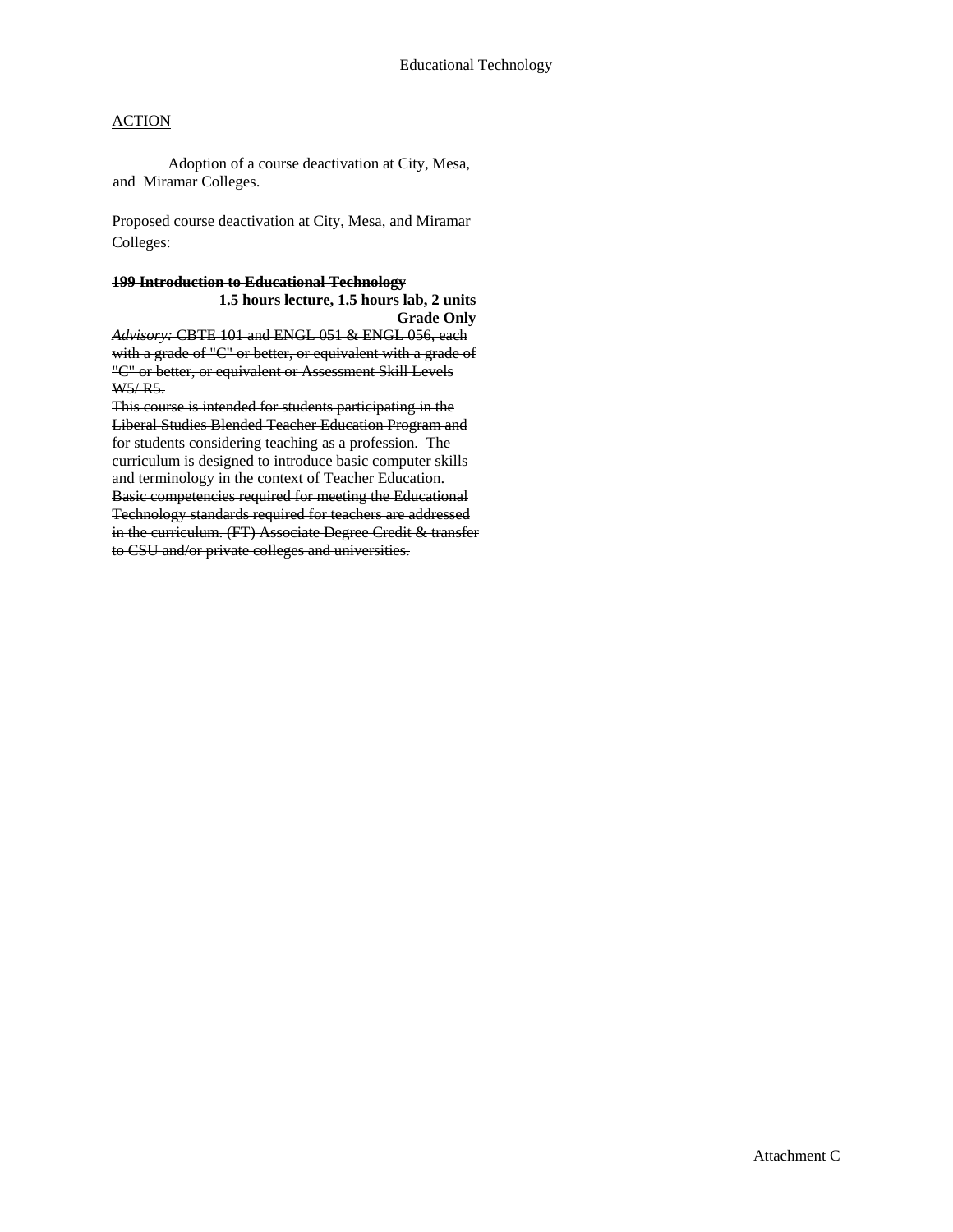Educational Technology

<u>ACTION</u>

Adoption of a course deactivation at City, Mesa, and Miramar Colleges.

Proposed course deactivation at City, Mesa, and Miramar Colleges:

~~**199 Introduction to Educational Technology**~~
~~**1.5 hours lecture, 1.5 hours lab, 2 units**~~
~~**Grade Only**~~

~~*Advisory:* CBTE 101 and ENGL 051 & ENGL 056, each with a grade of "C" or better, or equivalent with a grade of "C" or better, or equivalent or Assessment Skill Levels W5/ R5.~~

~~This course is intended for students participating in the Liberal Studies Blended Teacher Education Program and for students considering teaching as a profession. The curriculum is designed to introduce basic computer skills and terminology in the context of Teacher Education. Basic competencies required for meeting the Educational Technology standards required for teachers are addressed in the curriculum. (FT) Associate Degree Credit & transfer to CSU and/or private colleges and universities.~~

Attachment C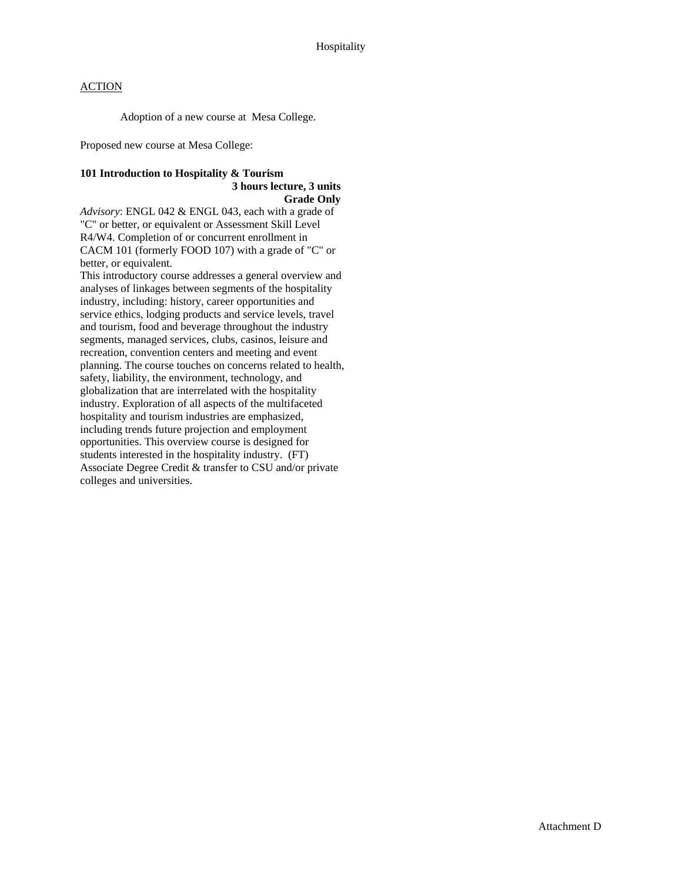Hospitality

ACTION

Adoption of a new course at Mesa College.

Proposed new course at Mesa College:

**101 Introduction to Hospitality & Tourism**
**3 hours lecture, 3 units**
**Grade Only**

*Advisory*: ENGL 042 & ENGL 043, each with a grade of "C" or better, or equivalent or Assessment Skill Level R4/W4. Completion of or concurrent enrollment in CACM 101 (formerly FOOD 107) with a grade of "C" or better, or equivalent.

This introductory course addresses a general overview and analyses of linkages between segments of the hospitality industry, including: history, career opportunities and service ethics, lodging products and service levels, travel and tourism, food and beverage throughout the industry segments, managed services, clubs, casinos, leisure and recreation, convention centers and meeting and event planning. The course touches on concerns related to health, safety, liability, the environment, technology, and globalization that are interrelated with the hospitality industry. Exploration of all aspects of the multifaceted hospitality and tourism industries are emphasized, including trends future projection and employment opportunities. This overview course is designed for students interested in the hospitality industry. (FT) Associate Degree Credit & transfer to CSU and/or private colleges and universities.

Attachment D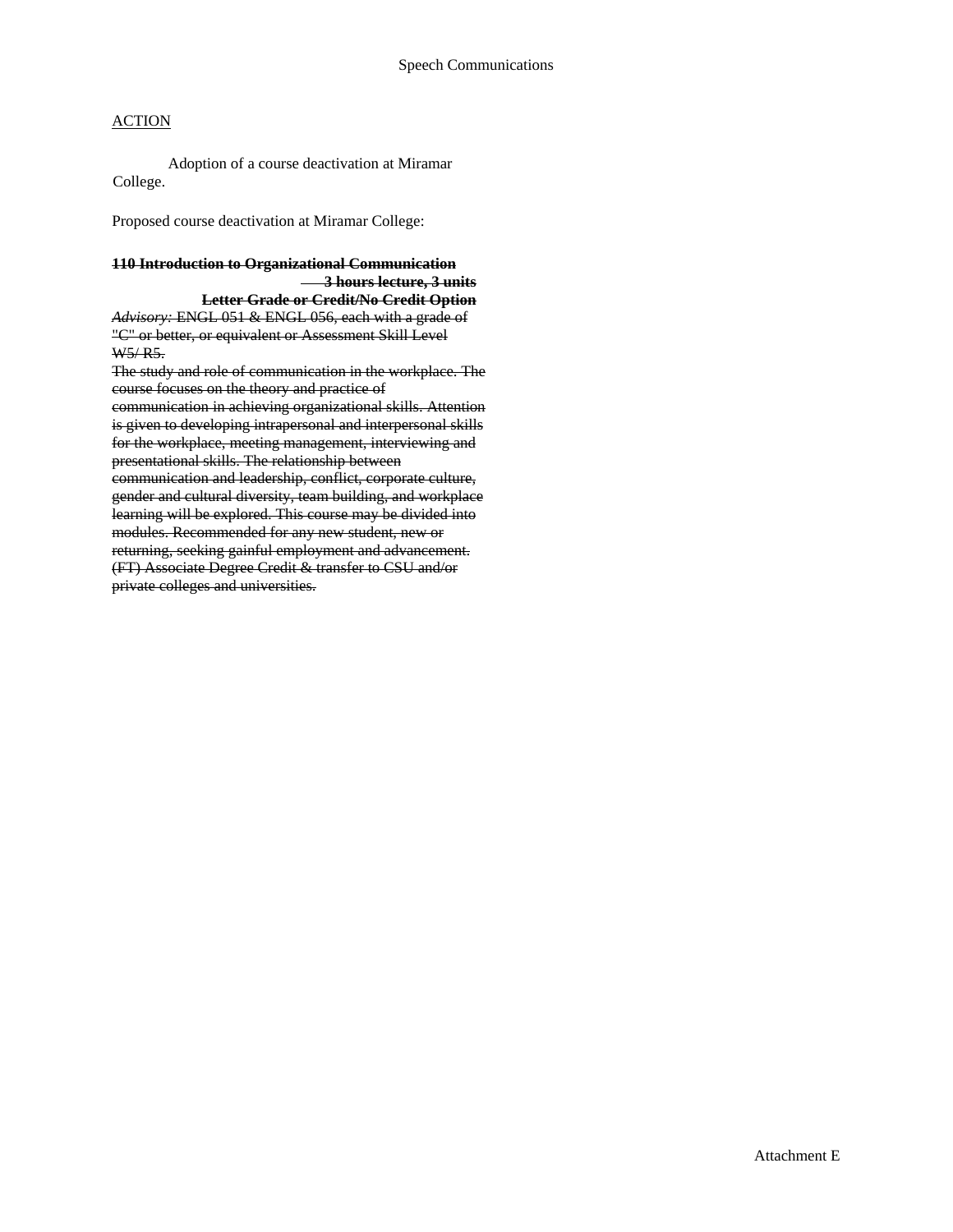Speech Communications

<u>ACTION</u>

Adoption of a course deactivation at Miramar College.

Proposed course deactivation at Miramar College:

~~**110 Introduction to Organizational Communication**~~
~~**3 hours lecture, 3 units**~~
~~**Letter Grade or Credit/No Credit Option**~~

~~*Advisory:* ENGL 051 & ENGL 056, each with a grade of "C" or better, or equivalent or Assessment Skill Level W5/ R5.~~

~~The study and role of communication in the workplace. The course focuses on the theory and practice of communication in achieving organizational skills. Attention is given to developing intrapersonal and interpersonal skills for the workplace, meeting management, interviewing and presentational skills. The relationship between communication and leadership, conflict, corporate culture, gender and cultural diversity, team building, and workplace learning will be explored. This course may be divided into modules. Recommended for any new student, new or returning, seeking gainful employment and advancement. (FT) Associate Degree Credit & transfer to CSU and/or private colleges and universities.~~

Attachment E